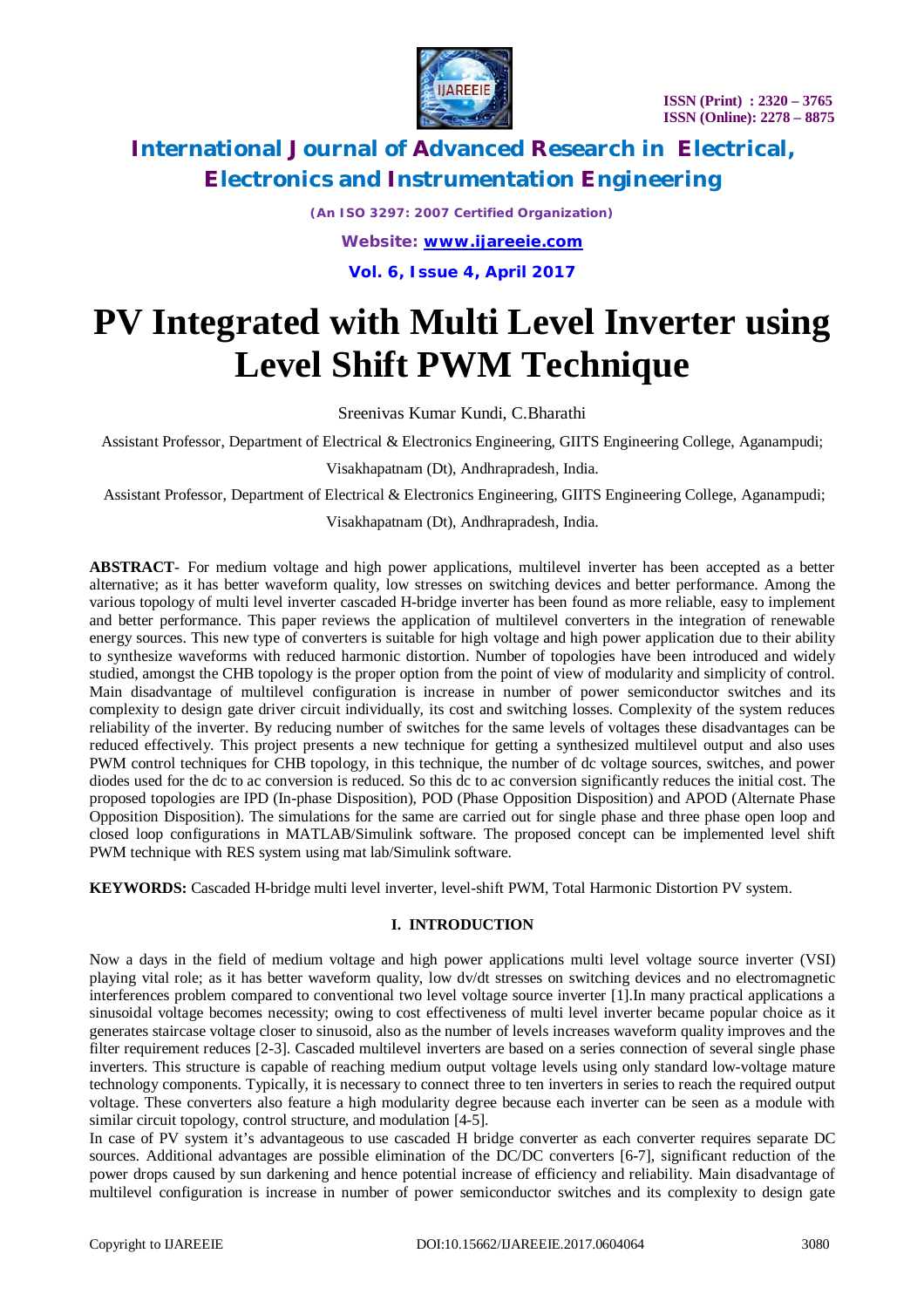# PV Integrated with Multi Level Inverter using Level Shift PWM Technique

Sreenivas Kumar Kundi, C.Bharathi

Assistant Professor, Department of Electrical & Electronics Engineering, GIITS Engineering College, Aganampudi; Visakhapatnam (Dt), Andhrapradesh, India.

Assistant Professor, Department of Electrical & Electronics Engineering, GIITS Engineering College, Aganampudi; Visakhapatnam (Dt), Andhrapradesh, India.

**ABSTRACT**- For medium voltage and high power applications, multilevel inverter has been accepted as a better alternative; as it has better waveform quality, low stresses on switching devices and better performance. Among the various topology of multi level inverter cascaded H-bridge inverter has been found as more reliable, easy to implement and better performance. This paper reviews the application of multilevel converters in the integration of renewable energy sources. This new type of converters is suitable for high voltage and high power application due to their ability to synthesize waveforms with reduced harmonic distortion. Number of topologies have been introduced and widely studied, amongst the CHB topology is the proper option from the point of view of modularity and simplicity of control. Main disadvantage of multilevel configuration is increase in number of power semiconductor switches and its complexity to design gate driver circuit individually, its cost and switching losses. Complexity of the system reduces reliability of the inverter. By reducing number of switches for the same levels of voltages these disadvantages can be reduced effectively. This project presents a new technique for getting a synthesized multilevel output and also uses PWM control techniques for CHB topology, in this technique, the number of dc voltage sources, switches, and power diodes used for the dc to ac conversion is reduced. So this dc to ac conversion significantly reduces the initial cost. The proposed topologies are IPD (In-phase Disposition), POD (Phase Opposition Disposition) and APOD (Alternate Phase Opposition Disposition). The simulations for the same are carried out for single phase and three phase open loop and closed loop configurations in MATLAB/Simulink software. The proposed concept can be implemented level shift PWM technique with RES system using mat lab/Simulink software.

**KEYWORDS:** Cascaded H-bridge multi level inverter, level-shift PWM, Total Harmonic Distortion PV system.

## I. INTRODUCTION

Now a days in the field of medium voltage and high power applications multi level voltage source inverter (VSI) playing vital role; as it has better waveform quality, low dv/dt stresses on switching devices and no electromagnetic interferences problem compared to conventional two level voltage source inverter [1].In many practical applications a sinusoidal voltage becomes necessity; owing to cost effectiveness of multi level inverter became popular choice as it generates staircase voltage closer to sinusoid, also as the number of levels increases waveform quality improves and the filter requirement reduces [2-3]. Cascaded multilevel inverters are based on a series connection of several single phase inverters. This structure is capable of reaching medium output voltage levels using only standard low-voltage mature technology components. Typically, it is necessary to connect three to ten inverters in series to reach the required output voltage. These converters also feature a high modularity degree because each inverter can be seen as a module with similar circuit topology, control structure, and modulation [4-5].

In case of PV system it's advantageous to use cascaded H bridge converter as each converter requires separate DC sources. Additional advantages are possible elimination of the DC/DC converters [6-7], significant reduction of the power drops caused by sun darkening and hence potential increase of efficiency and reliability. Main disadvantage of multilevel configuration is increase in number of power semiconductor switches and its complexity to design gate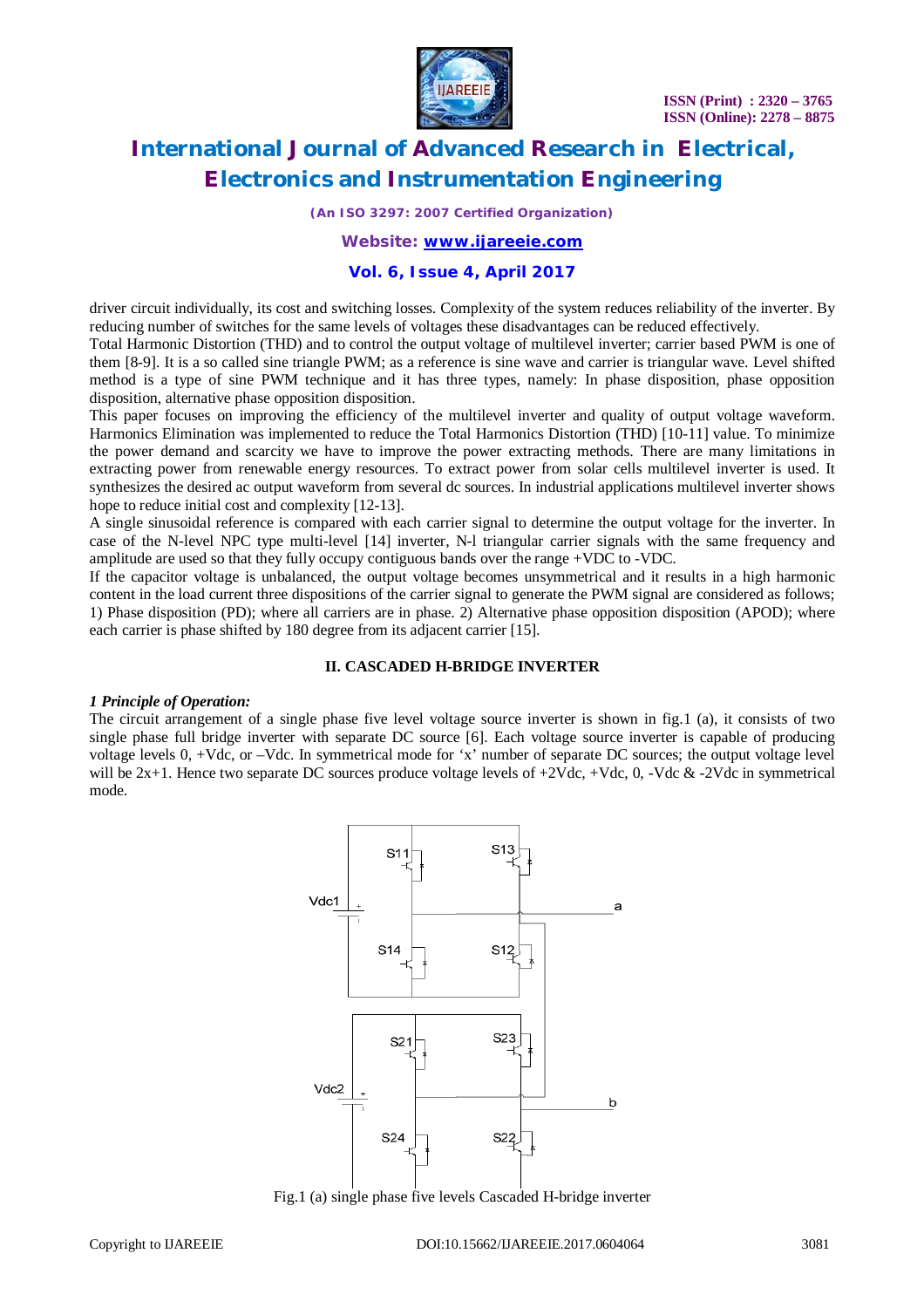driver circuit individually, its cost and switching losses. Complexity of the system reduces reliability of the inverter. By reducing number of switches for the same levels of voltages these disadvantages can be reduced effectively.

Total Harmonic Distortion (THD) and to control the output voltage of multilevel inverter; carrier based PWM is one of them [8-9]. It is a so called sine triangle PWM; as a reference is sine wave and carrier is triangular wave. Level shifted method is a type of sine PWM technique and it has three types, namely: In phase disposition, phase opposition disposition, alternative phase opposition disposition.

This paper focuses on improving the efficiency of the multilevel inverter and quality of output voltage waveform. Harmonics Elimination was implemented to reduce the Total Harmonics Distortion (THD) [10-11] value. To minimize the power demand and scarcity we have to improve the power extracting methods. There are many limitations in extracting power from renewable energy resources. To extract power from solar cells multilevel inverter is used. It synthesizes the desired ac output waveform from several dc sources. In industrial applications multilevel inverter shows hope to reduce initial cost and complexity [12-13].

A single sinusoidal reference is compared with each carrier signal to determine the output voltage for the inverter. In case of the N-level NPC type multi-level [14] inverter, N-l triangular carrier signals with the same frequency and amplitude are used so that they fully occupy contiguous bands over the range +VDC to -VDC.

If the capacitor voltage is unbalanced, the output voltage becomes unsymmetrical and it results in a high harmonic content in the load current three dispositions of the carrier signal to generate the PWM signal are considered as follows; 1) Phase disposition (PD); where all carriers are in phase. 2) Alternative phase opposition disposition (APOD); where each carrier is phase shifted by 180 degree from its adjacent carrier [15].

## II. CASCADED H-BRIDGE INVERTER

### *1 Principle of Operation:*

The circuit arrangement of a single phase five level voltage source inverter is shown in fig.1 (a), it consists of two single phase full bridge inverter with separate DC source [6]. Each voltage source inverter is capable of producing voltage levels 0, +Vdc, or –Vdc. In symmetrical mode for 'x' number of separate DC sources; the output voltage level will be 2x+1. Hence two separate DC sources produce voltage levels of +2Vdc, +Vdc, 0, -Vdc & -2Vdc in symmetrical mode.

Fig.1 (a) single phase five levels Cascaded H-bridge inverter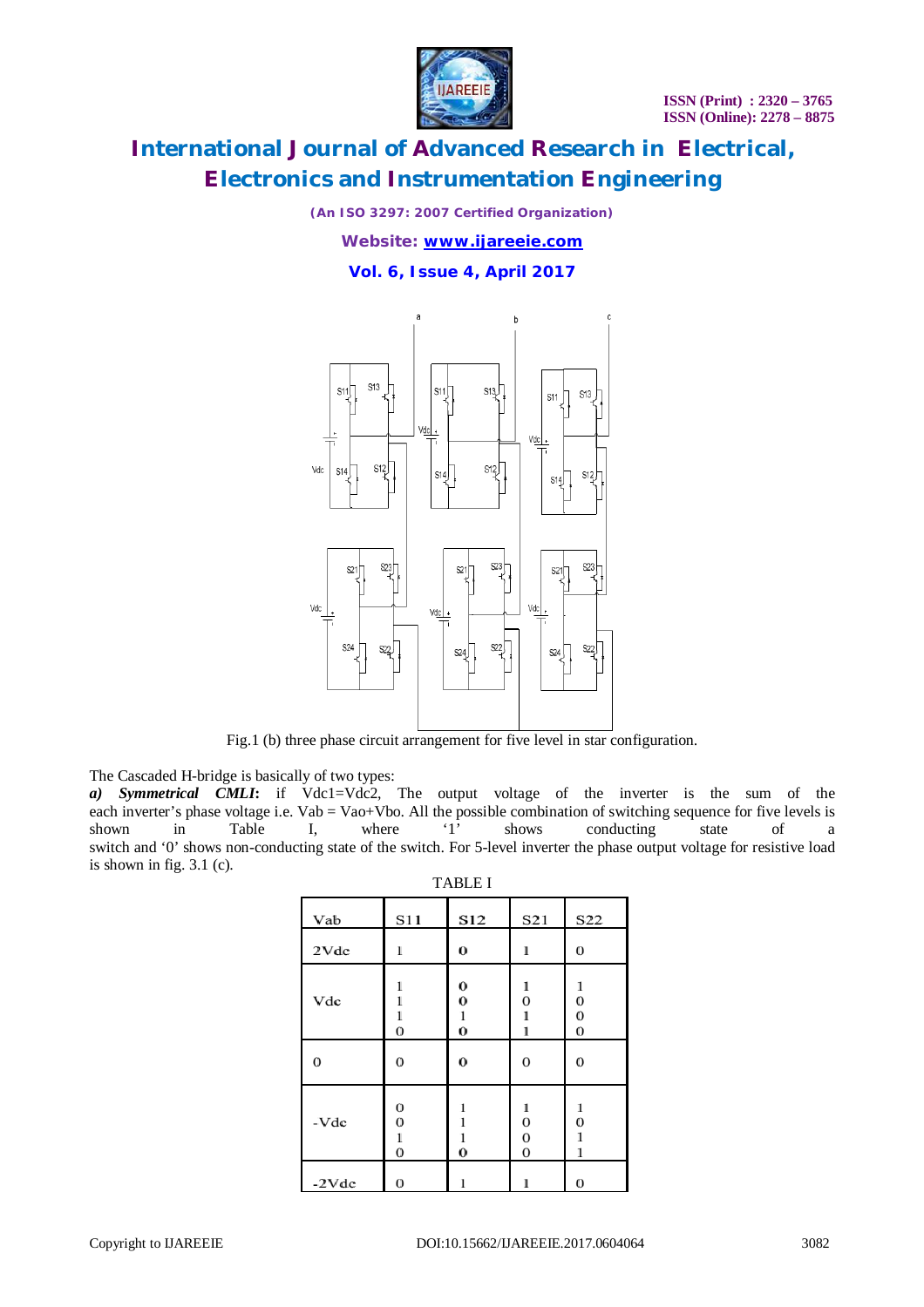Fig.1 (b) three phase circuit arrangement for five level in star configuration.

The Cascaded H-bridge is basically of two types:

***a) Symmetrical CMLI*:** if Vdc1=Vdc2, The output voltage of the inverter is the sum of the each inverter's phase voltage i.e. Vab = Vao+Vbo. All the possible combination of switching sequence for five levels is shown in Table I, where '1' shows conducting state of a switch and '0' shows non-conducting state of the switch. For 5-level inverter the phase output voltage for resistive load is shown in fig. 3.1 (c).

TABLE I

| Vab | S11 | S12 | S21 | S22 |
|---|---|---|---|---|
| 2Vdc | 1 | 0 | 1 | 0 |
| Vdc | 1<br>1<br>1<br>0 | 0<br>0<br>1<br>0 | 1<br>0<br>1<br>1 | 1<br>0<br>0<br>0 |
| 0 | 0 | 0 | 0 | 0 |
| -Vdc | 0<br>0<br>1<br>0 | 1<br>1<br>1<br>0 | 1<br>0<br>0<br>0 | 1<br>0<br>1<br>1 |
| -2Vdc | 0 | 1 | 1 | 0 |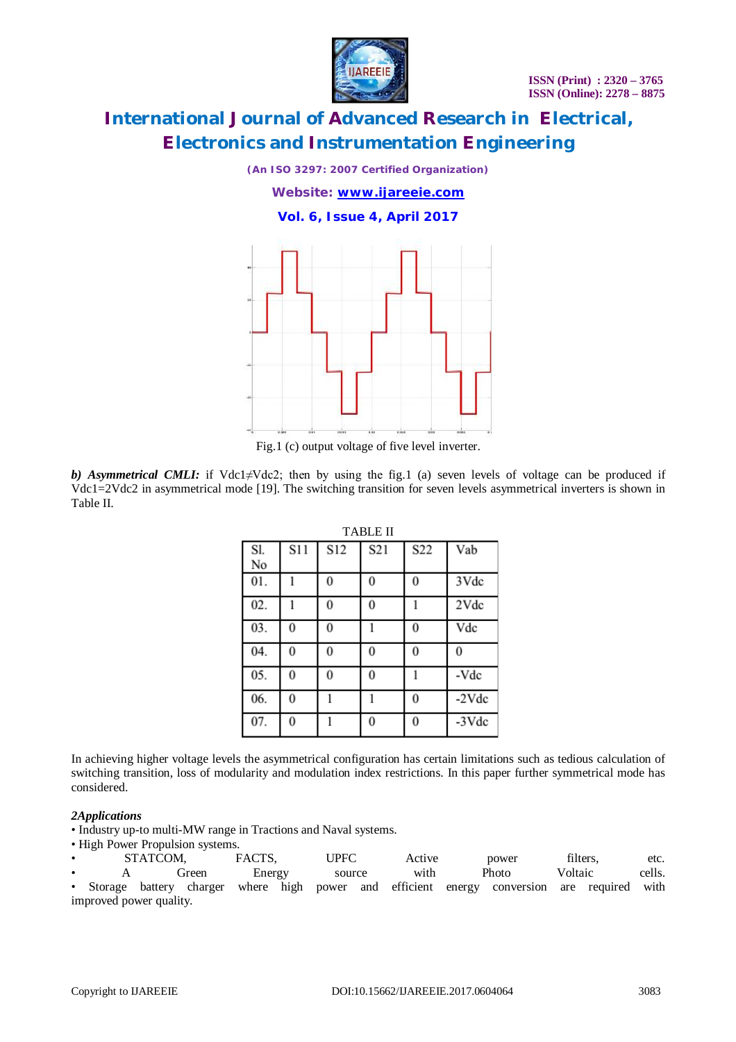Fig.1 (c) output voltage of five level inverter.

***b) Asymmetrical CMLI:*** if Vdc1≠Vdc2; then by using the fig.1 (a) seven levels of voltage can be produced if Vdc1=2Vdc2 in asymmetrical mode [19]. The switching transition for seven levels asymmetrical inverters is shown in Table II.

TABLE II

| Sl. No | S11 | S12 | S21 | S22 | Vab |
|---|---|---|---|---|---|
| 01. | 1 | 0 | 0 | 0 | 3Vdc |
| 02. | 1 | 0 | 0 | 1 | 2Vdc |
| 03. | 0 | 0 | 1 | 0 | Vdc |
| 04. | 0 | 0 | 0 | 0 | 0 |
| 05. | 0 | 0 | 0 | 1 | -Vdc |
| 06. | 0 | 1 | 1 | 0 | -2Vdc |
| 07. | 0 | 1 | 0 | 0 | -3Vdc |

In achieving higher voltage levels the asymmetrical configuration has certain limitations such as tedious calculation of switching transition, loss of modularity and modulation index restrictions. In this paper further symmetrical mode has considered.

***2Applications***

- Industry up-to multi-MW range in Tractions and Naval systems.
- High Power Propulsion systems.
- STATCOM, FACTS, UPFC Active power filters, etc.
- A Green Energy source with Photo Voltaic cells.
- Storage battery charger where high power and efficient energy conversion are required with improved power quality.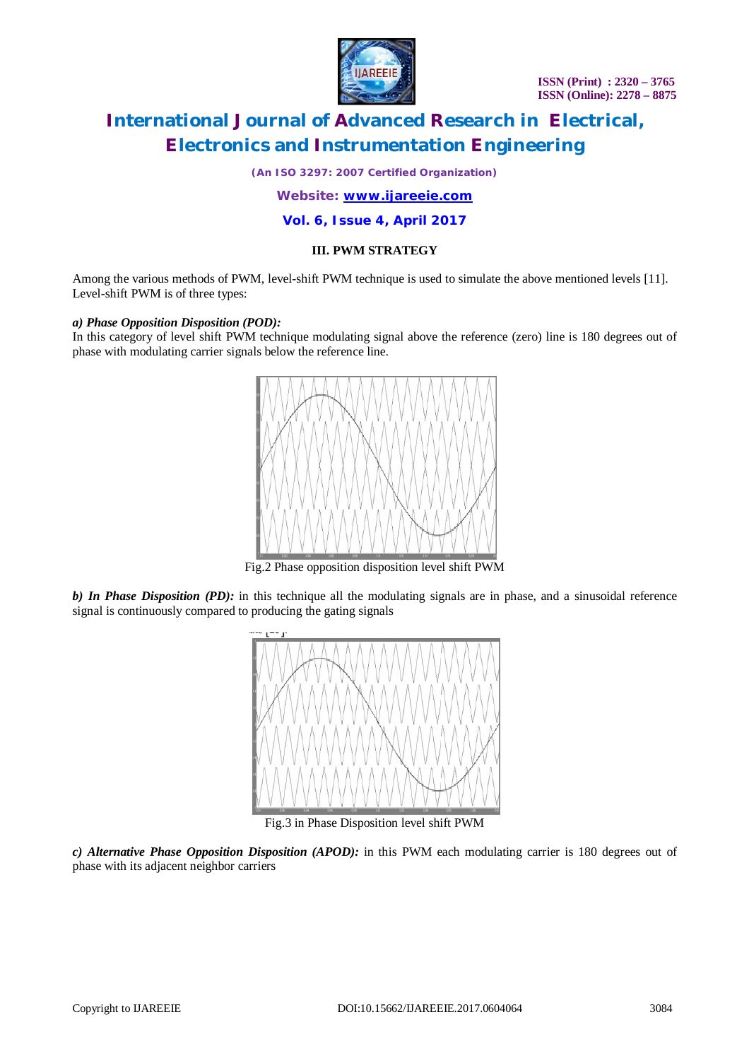### III. PWM STRATEGY

Among the various methods of PWM, level-shift PWM technique is used to simulate the above mentioned levels [11]. Level-shift PWM is of three types:

***a) Phase Opposition Disposition (POD):***
In this category of level shift PWM technique modulating signal above the reference (zero) line is 180 degrees out of phase with modulating carrier signals below the reference line.

Fig.2 Phase opposition disposition level shift PWM

***b) In Phase Disposition (PD):*** in this technique all the modulating signals are in phase, and a sinusoidal reference signal is continuously compared to producing the gating signals

Fig.3 in Phase Disposition level shift PWM

***c) Alternative Phase Opposition Disposition (APOD):*** in this PWM each modulating carrier is 180 degrees out of phase with its adjacent neighbor carriers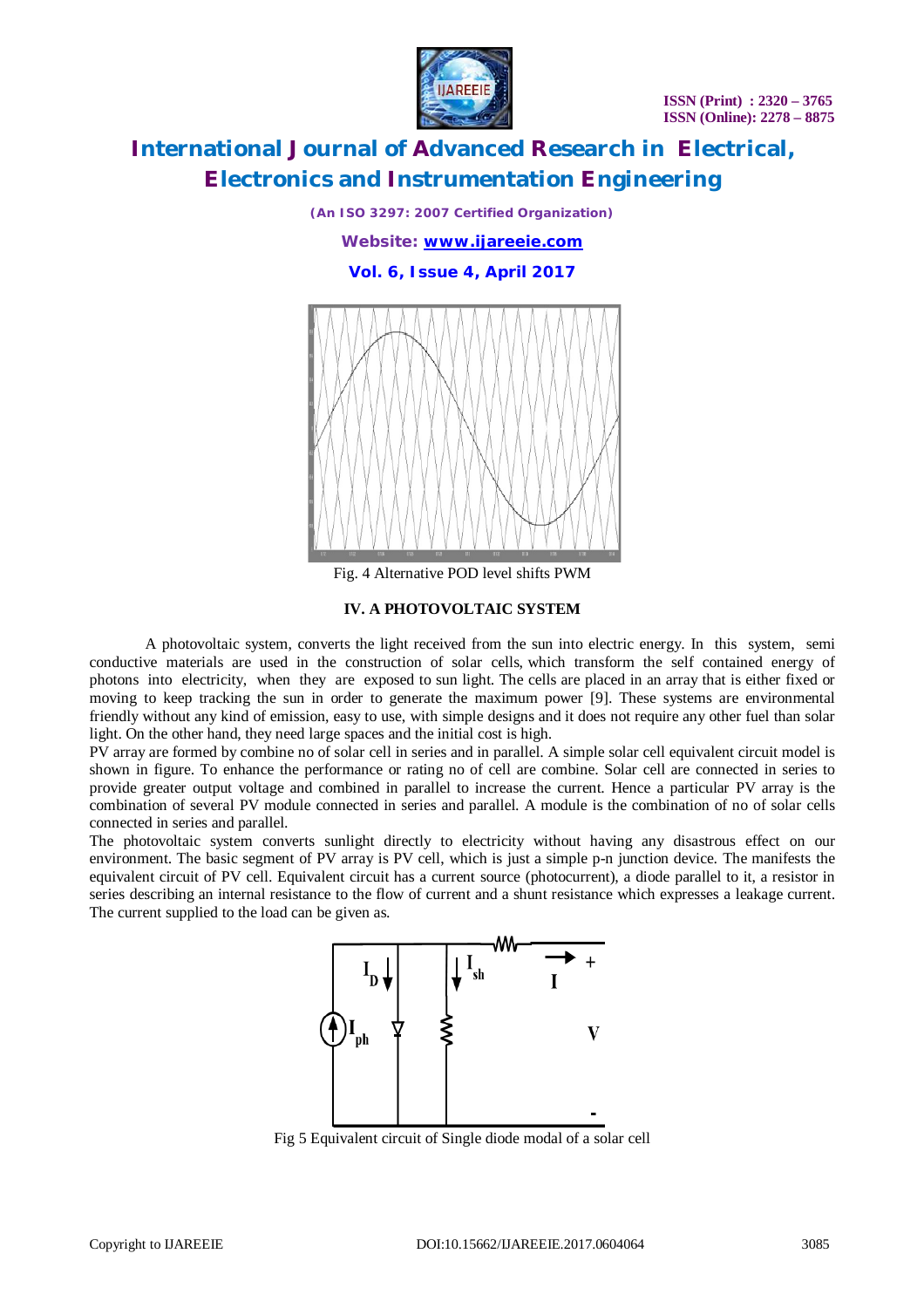Fig. 4 Alternative POD level shifts PWM

## IV. A PHOTOVOLTAIC SYSTEM

A photovoltaic system, converts the light received from the sun into electric energy. In this system, semi conductive materials are used in the construction of solar cells, which transform the self contained energy of photons into electricity, when they are exposed to sun light. The cells are placed in an array that is either fixed or moving to keep tracking the sun in order to generate the maximum power [9]. These systems are environmental friendly without any kind of emission, easy to use, with simple designs and it does not require any other fuel than solar light. On the other hand, they need large spaces and the initial cost is high.

PV array are formed by combine no of solar cell in series and in parallel. A simple solar cell equivalent circuit model is shown in figure. To enhance the performance or rating no of cell are combine. Solar cell are connected in series to provide greater output voltage and combined in parallel to increase the current. Hence a particular PV array is the combination of several PV module connected in series and parallel. A module is the combination of no of solar cells connected in series and parallel.

The photovoltaic system converts sunlight directly to electricity without having any disastrous effect on our environment. The basic segment of PV array is PV cell, which is just a simple p-n junction device. The manifests the equivalent circuit of PV cell. Equivalent circuit has a current source (photocurrent), a diode parallel to it, a resistor in series describing an internal resistance to the flow of current and a shunt resistance which expresses a leakage current. The current supplied to the load can be given as.

Fig 5 Equivalent circuit of Single diode modal of a solar cell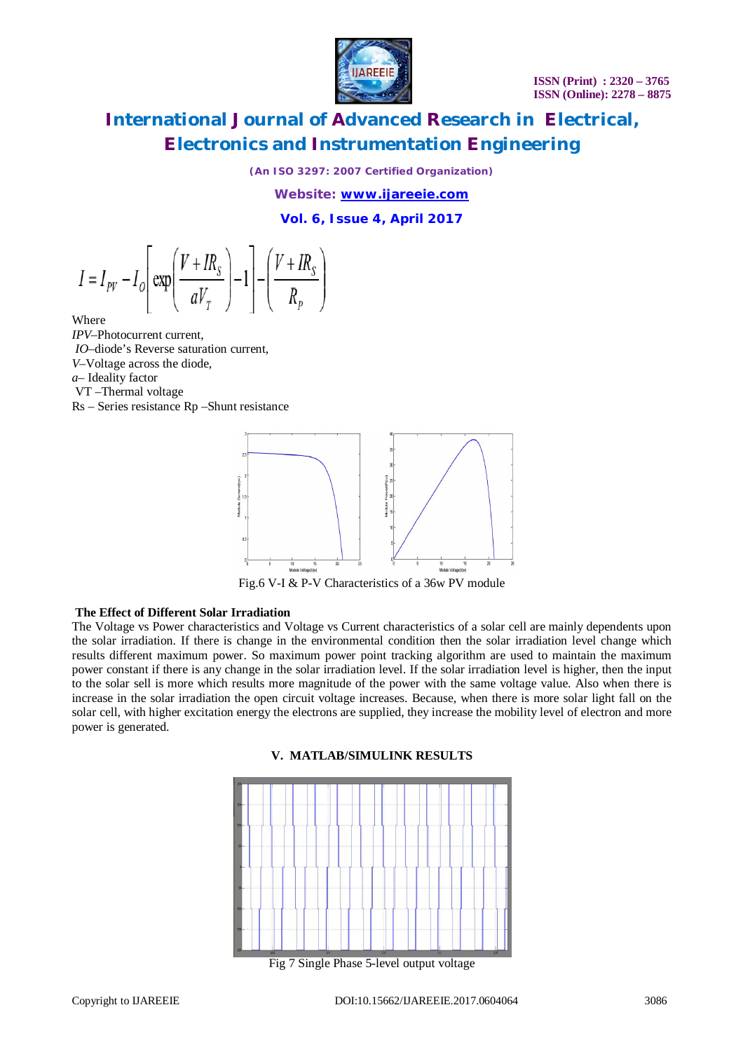$$I = I_{PV} - I_O \left[ \exp\left( \frac{V + IR_S}{aV_T} \right) - 1 \right] - \left( \frac{V + IR_S}{R_p} \right)$$

Where

*IPV*–Photocurrent current,

*IO*–diode's Reverse saturation current,

*V*–Voltage across the diode,

*a*– Ideality factor

VT –Thermal voltage

Rs – Series resistance Rp –Shunt resistance

Fig.6 V-I & P-V Characteristics of a 36w PV module

**The Effect of Different Solar Irradiation**

The Voltage vs Power characteristics and Voltage vs Current characteristics of a solar cell are mainly dependents upon the solar irradiation. If there is change in the environmental condition then the solar irradiation level change which results different maximum power. So maximum power point tracking algorithm are used to maintain the maximum power constant if there is any change in the solar irradiation level. If the solar irradiation level is higher, then the input to the solar sell is more which results more magnitude of the power with the same voltage value. Also when there is increase in the solar irradiation the open circuit voltage increases. Because, when there is more solar light fall on the solar cell, with higher excitation energy the electrons are supplied, they increase the mobility level of electron and more power is generated.

## V. MATLAB/SIMULINK RESULTS

Fig 7 Single Phase 5-level output voltage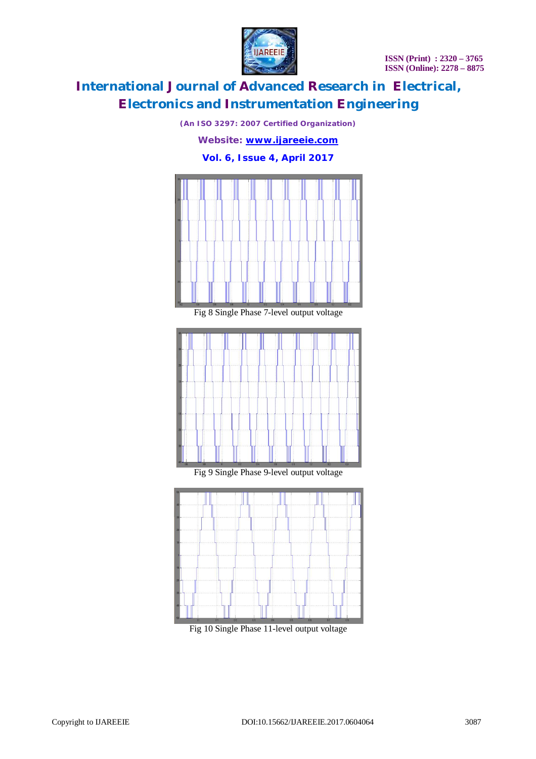Fig 8 Single Phase 7-level output voltage

Fig 9 Single Phase 9-level output voltage

Fig 10 Single Phase 11-level output voltage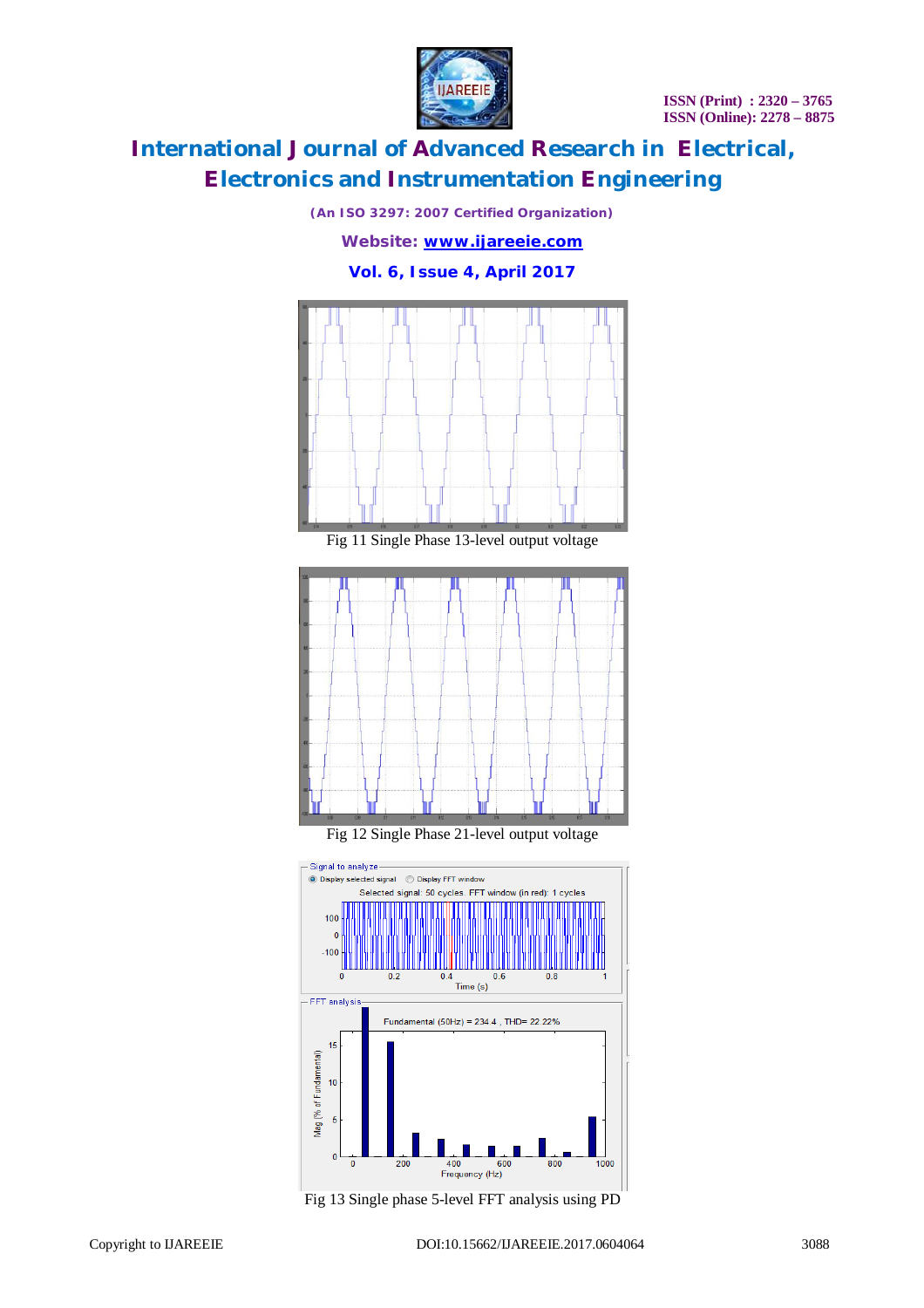Fig 11 Single Phase 13-level output voltage

Fig 12 Single Phase 21-level output voltage

Fig 13 Single phase 5-level FFT analysis using PD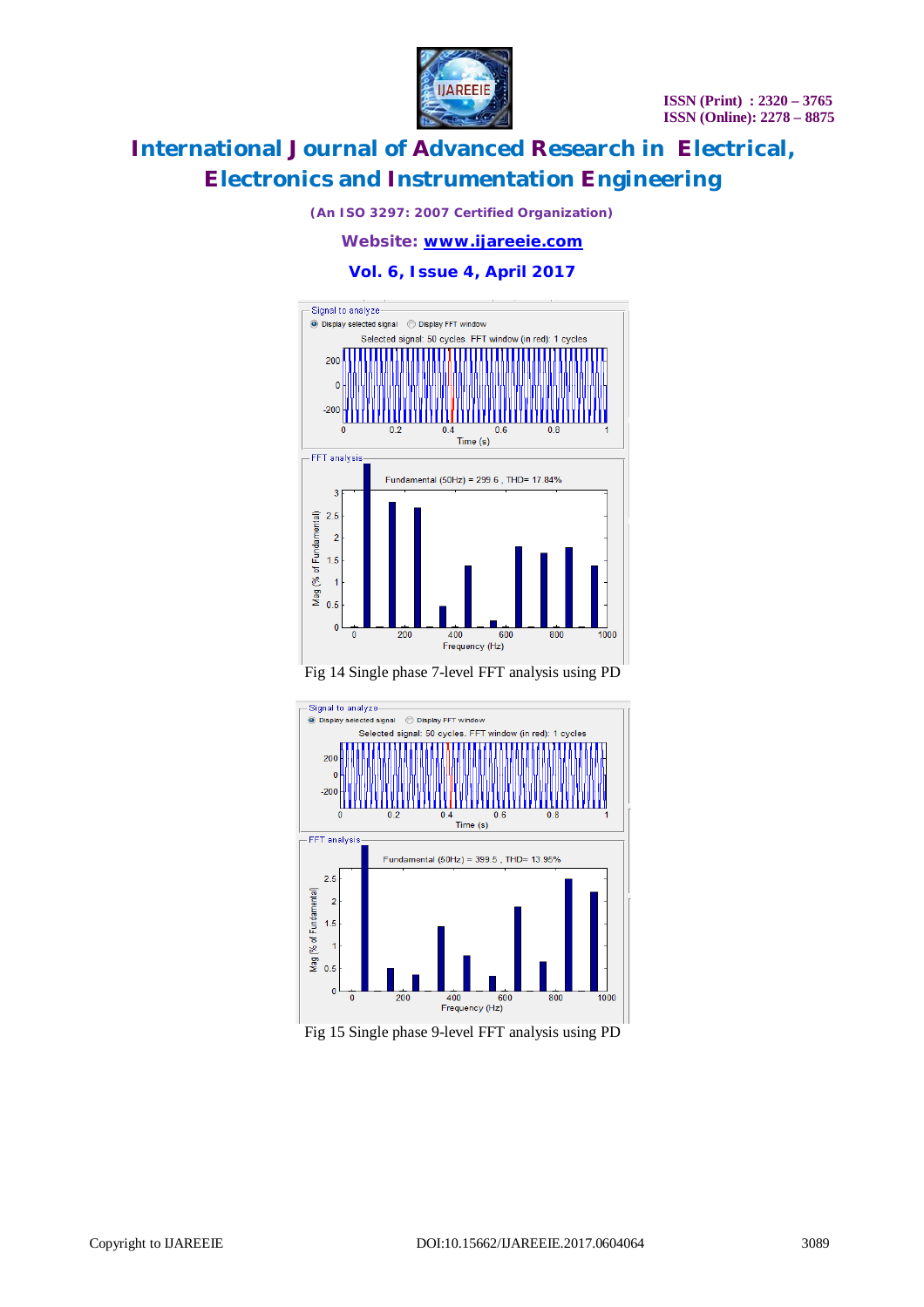Fig 14 Single phase 7-level FFT analysis using PD

Fig 15 Single phase 9-level FFT analysis using PD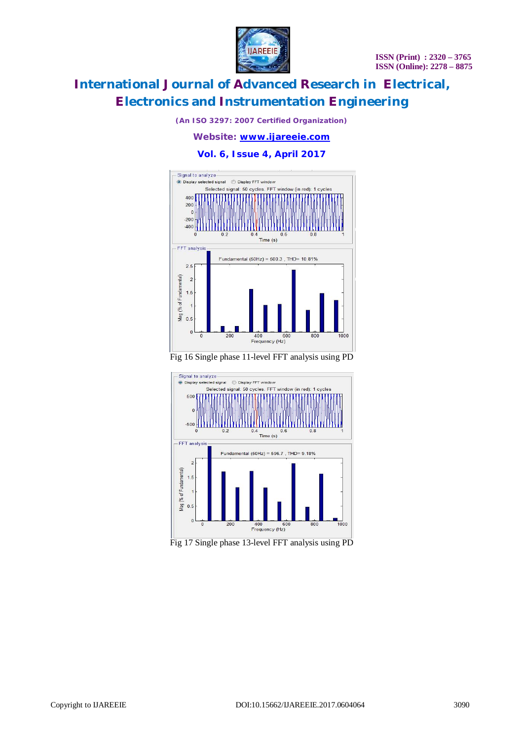Fig 16 Single phase 11-level FFT analysis using PD

Fig 17 Single phase 13-level FFT analysis using PD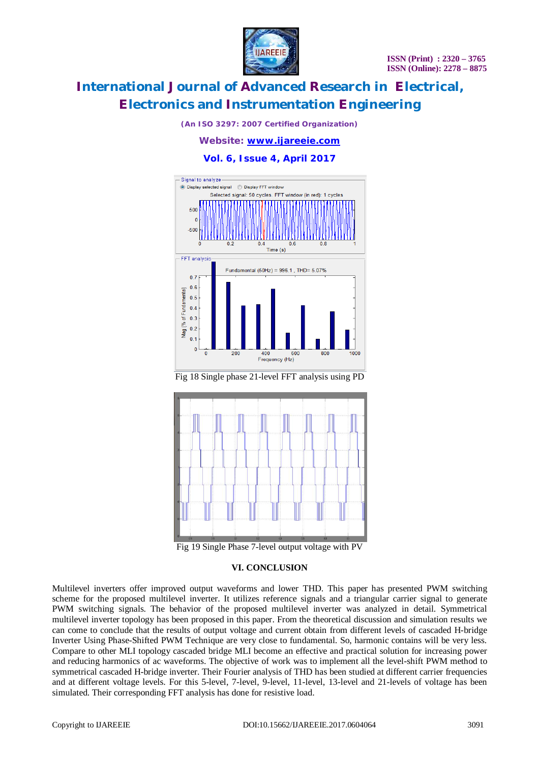Fig 18 Single phase 21-level FFT analysis using PD

Fig 19 Single Phase 7-level output voltage with PV

## VI. CONCLUSION

Multilevel inverters offer improved output waveforms and lower THD. This paper has presented PWM switching scheme for the proposed multilevel inverter. It utilizes reference signals and a triangular carrier signal to generate PWM switching signals. The behavior of the proposed multilevel inverter was analyzed in detail. Symmetrical multilevel inverter topology has been proposed in this paper. From the theoretical discussion and simulation results we can come to conclude that the results of output voltage and current obtain from different levels of cascaded H-bridge Inverter Using Phase-Shifted PWM Technique are very close to fundamental. So, harmonic contains will be very less. Compare to other MLI topology cascaded bridge MLI become an effective and practical solution for increasing power and reducing harmonics of ac waveforms. The objective of work was to implement all the level-shift PWM method to symmetrical cascaded H-bridge inverter. Their Fourier analysis of THD has been studied at different carrier frequencies and at different voltage levels. For this 5-level, 7-level, 9-level, 11-level, 13-level and 21-levels of voltage has been simulated. Their corresponding FFT analysis has done for resistive load.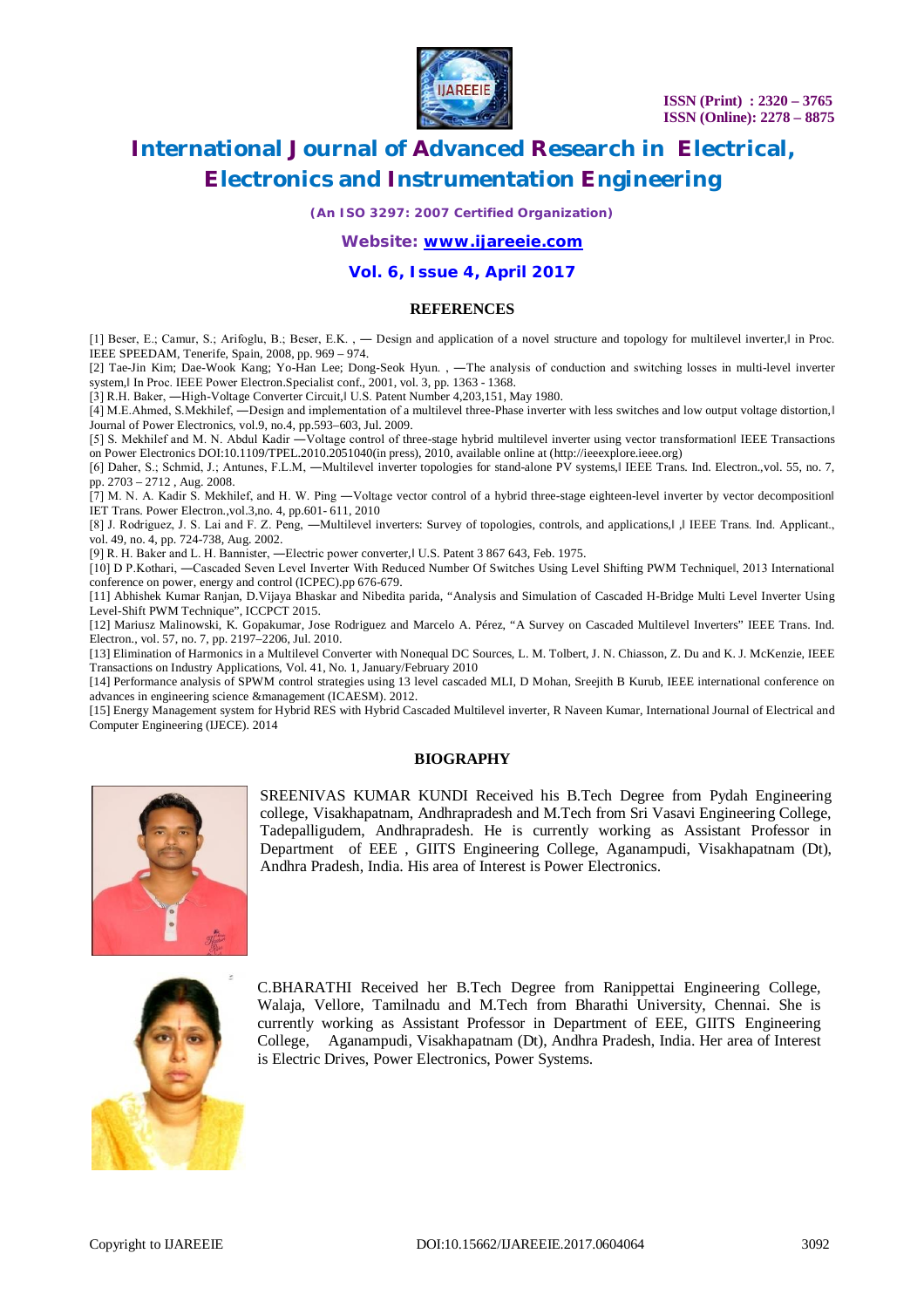## REFERENCES

[1] Beser, E.; Camur, S.; Arifoglu, B.; Beser, E.K. , ― Design and application of a novel structure and topology for multilevel inverter,‖ in Proc. IEEE SPEEDAM, Tenerife, Spain, 2008, pp. 969 – 974.

[2] Tae-Jin Kim; Dae-Wook Kang; Yo-Han Lee; Dong-Seok Hyun. , ―The analysis of conduction and switching losses in multi-level inverter system,‖ In Proc. IEEE Power Electron.Specialist conf., 2001, vol. 3, pp. 1363 - 1368.

[3] R.H. Baker, ―High-Voltage Converter Circuit,‖ U.S. Patent Number 4,203,151, May 1980.

[4] M.E.Ahmed, S.Mekhilef, ―Design and implementation of a multilevel three-Phase inverter with less switches and low output voltage distortion,‖ Journal of Power Electronics, vol.9, no.4, pp.593–603, Jul. 2009.

[5] S. Mekhilef and M. N. Abdul Kadir ―Voltage control of three-stage hybrid multilevel inverter using vector transformation‖ IEEE Transactions on Power Electronics DOI:10.1109/TPEL.2010.2051040(in press), 2010, available online at (http://ieeexplore.ieee.org)

[6] Daher, S.; Schmid, J.; Antunes, F.L.M, ―Multilevel inverter topologies for stand-alone PV systems,‖ IEEE Trans. Ind. Electron.,vol. 55, no. 7, pp. 2703 – 2712 , Aug. 2008.

[7] M. N. A. Kadir S. Mekhilef, and H. W. Ping ―Voltage vector control of a hybrid three-stage eighteen-level inverter by vector decomposition‖ IET Trans. Power Electron.,vol.3,no. 4, pp.601- 611, 2010

[8] J. Rodriguez, J. S. Lai and F. Z. Peng, ―Multilevel inverters: Survey of topologies, controls, and applications,‖ ,‖ IEEE Trans. Ind. Applicant., vol. 49, no. 4, pp. 724-738, Aug. 2002.

[9] R. H. Baker and L. H. Bannister, ―Electric power converter,‖ U.S. Patent 3 867 643, Feb. 1975.

[10] D P.Kothari, ―Cascaded Seven Level Inverter With Reduced Number Of Switches Using Level Shifting PWM Technique‖, 2013 International conference on power, energy and control (ICPEC).pp 676-679.

[11] Abhishek Kumar Ranjan, D.Vijaya Bhaskar and Nibedita parida, "Analysis and Simulation of Cascaded H-Bridge Multi Level Inverter Using Level-Shift PWM Technique", ICCPCT 2015.

[12] Mariusz Malinowski, K. Gopakumar, Jose Rodriguez and Marcelo A. Pérez, "A Survey on Cascaded Multilevel Inverters" IEEE Trans. Ind. Electron., vol. 57, no. 7, pp. 2197–2206, Jul. 2010.

[13] Elimination of Harmonics in a Multilevel Converter with Nonequal DC Sources, L. M. Tolbert, J. N. Chiasson, Z. Du and K. J. McKenzie, IEEE Transactions on Industry Applications, Vol. 41, No. 1, January/February 2010

[14] Performance analysis of SPWM control strategies using 13 level cascaded MLI, D Mohan, Sreejith B Kurub, IEEE international conference on advances in engineering science &management (ICAESM). 2012.

[15] Energy Management system for Hybrid RES with Hybrid Cascaded Multilevel inverter, R Naveen Kumar, International Journal of Electrical and Computer Engineering (IJECE). 2014

## BIOGRAPHY

SREENIVAS KUMAR KUNDI Received his B.Tech Degree from Pydah Engineering college, Visakhapatnam, Andhrapradesh and M.Tech from Sri Vasavi Engineering College, Tadepalligudem, Andhrapradesh. He is currently working as Assistant Professor in Department of EEE , GIITS Engineering College, Aganampudi, Visakhapatnam (Dt), Andhra Pradesh, India. His area of Interest is Power Electronics.

C.BHARATHI Received her B.Tech Degree from Ranippettai Engineering College, Walaja, Vellore, Tamilnadu and M.Tech from Bharathi University, Chennai. She is currently working as Assistant Professor in Department of EEE, GIITS Engineering College, Aganampudi, Visakhapatnam (Dt), Andhra Pradesh, India. Her area of Interest is Electric Drives, Power Electronics, Power Systems.